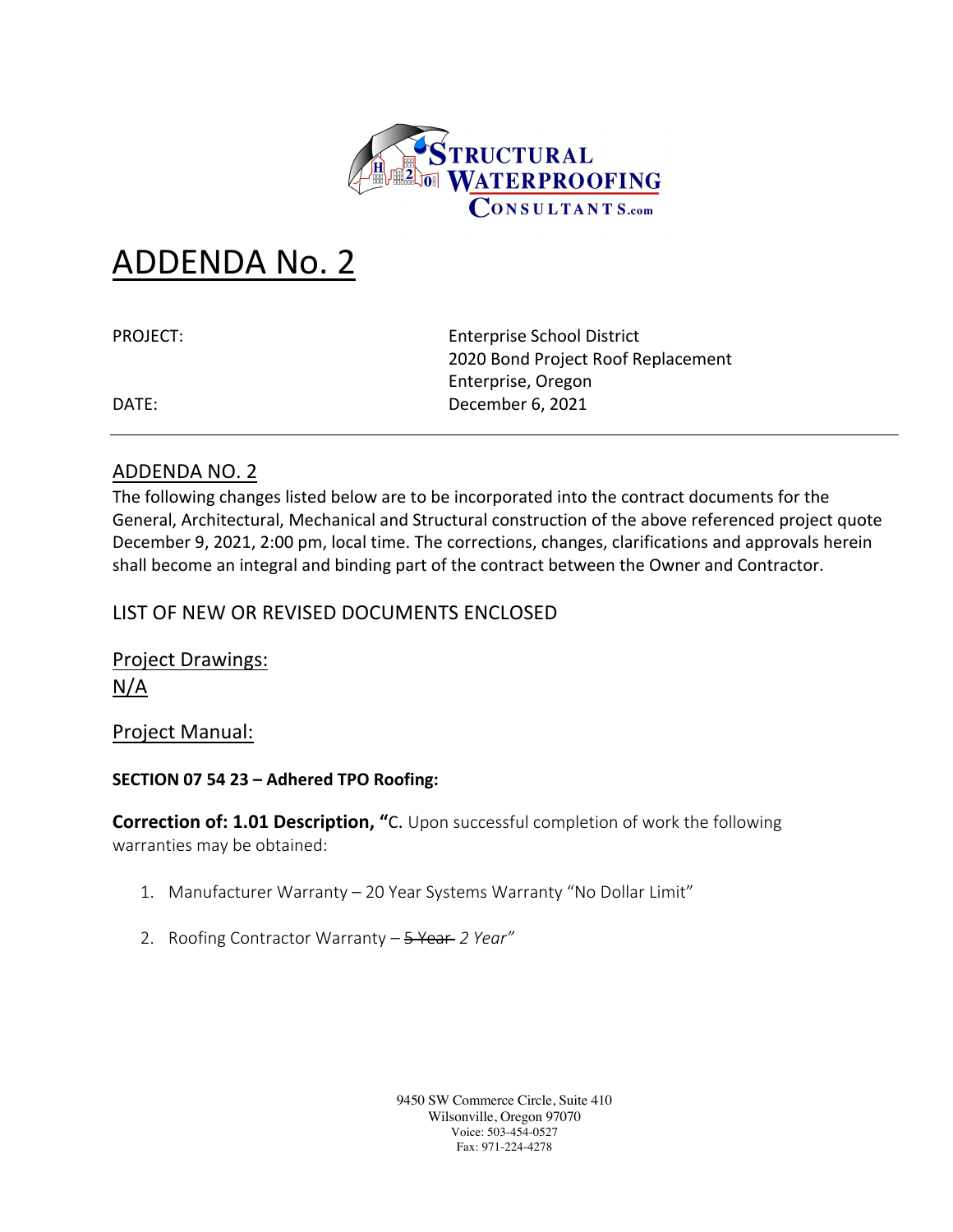# ADDENDA No. 2

PROJECT: Enterprise School District
2020 Bond Project Roof Replacement
Enterprise, Oregon

DATE: December 6, 2021

## ADDENDA NO. 2

The following changes listed below are to be incorporated into the contract documents for the General, Architectural, Mechanical and Structural construction of the above referenced project quote December 9, 2021, 2:00 pm, local time. The corrections, changes, clarifications and approvals herein shall become an integral and binding part of the contract between the Owner and Contractor.

## LIST OF NEW OR REVISED DOCUMENTS ENCLOSED

### Project Drawings:

N/A

### Project Manual:

**SECTION 07 54 23 – Adhered TPO Roofing:**

**Correction of: 1.01 Description, "**C. Upon successful completion of work the following warranties may be obtained:

1. Manufacturer Warranty – 20 Year Systems Warranty "No Dollar Limit"
2. Roofing Contractor Warranty – ~~5 Year~~ *2 Year"*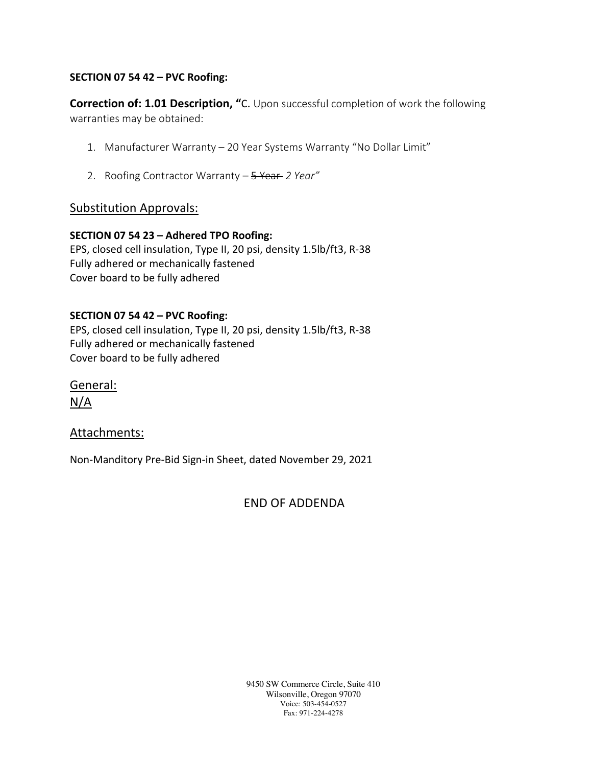**SECTION 07 54 42 – PVC Roofing:**

**Correction of: 1.01 Description, "**C. Upon successful completion of work the following warranties may be obtained:

1. Manufacturer Warranty – 20 Year Systems Warranty "No Dollar Limit"
2. Roofing Contractor Warranty – ~~5 Year~~ *2 Year"*

## Substitution Approvals:

**SECTION 07 54 23 – Adhered TPO Roofing:**
EPS, closed cell insulation, Type II, 20 psi, density 1.5lb/ft3, R-38
Fully adhered or mechanically fastened
Cover board to be fully adhered

**SECTION 07 54 42 – PVC Roofing:**
EPS, closed cell insulation, Type II, 20 psi, density 1.5lb/ft3, R-38
Fully adhered or mechanically fastened
Cover board to be fully adhered

## General:

N/A

## Attachments:

Non-Manditory Pre-Bid Sign-in Sheet, dated November 29, 2021

END OF ADDENDA

9450 SW Commerce Circle, Suite 410
Wilsonville, Oregon 97070
Voice: 503-454-0527
Fax: 971-224-4278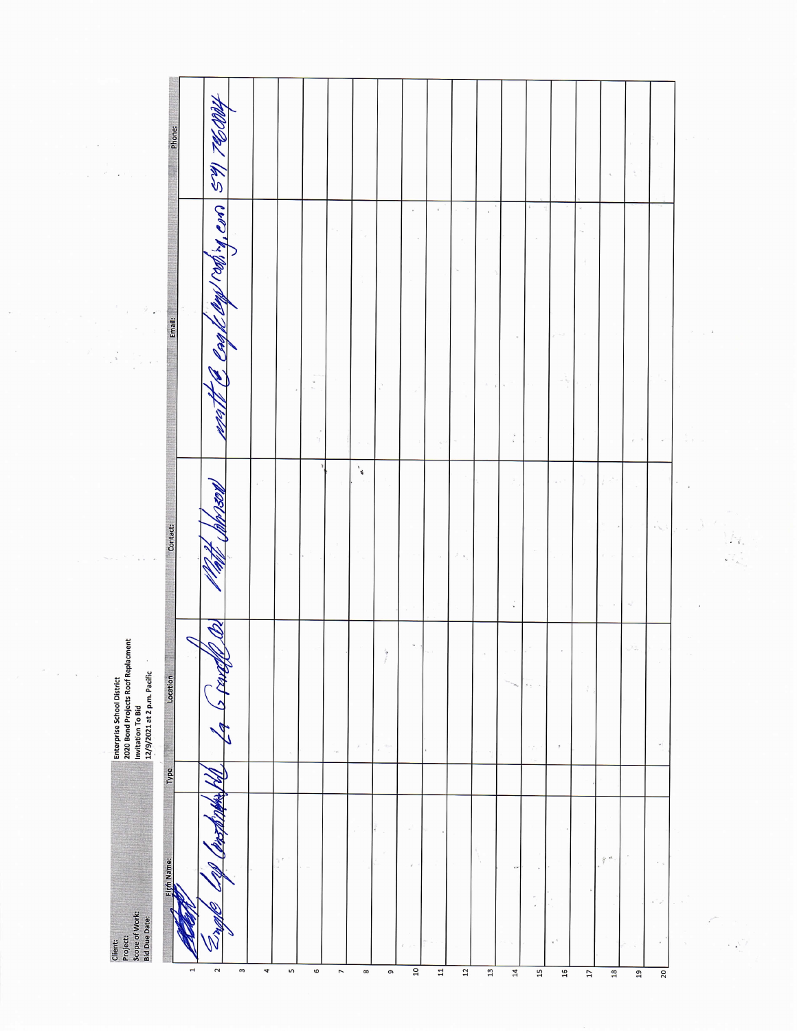Client: Enterprise School District
Project: 2020 Bond Projects Roof Replacment
Scope of Work: Invitation To Bid
Bid Due Date: 12/9/2021 at 2 p.m. Pacific

| | Firm Name: | Type | Location | Contact: | Email: | Phone: |
|---|---|---|---|---|---|---|
| 1 | | | | | | |
| 2 | Eagle Cap Construction LLC | | La Grande OR | Matt Johnson | matt@eaglecaproofing.com | 541 7860004 |
| 3 | | | | | | |
| 4 | | | | | | |
| 5 | | | | | | |
| 6 | | | | | | |
| 7 | | | | | | |
| 8 | | | | | | |
| 9 | | | | | | |
| 10 | | | | | | |
| 11 | | | | | | |
| 12 | | | | | | |
| 13 | | | | | | |
| 14 | | | | | | |
| 15 | | | | | | |
| 16 | | | | | | |
| 17 | | | | | | |
| 18 | | | | | | |
| 19 | | | | | | |
| 20 | | | | | | |